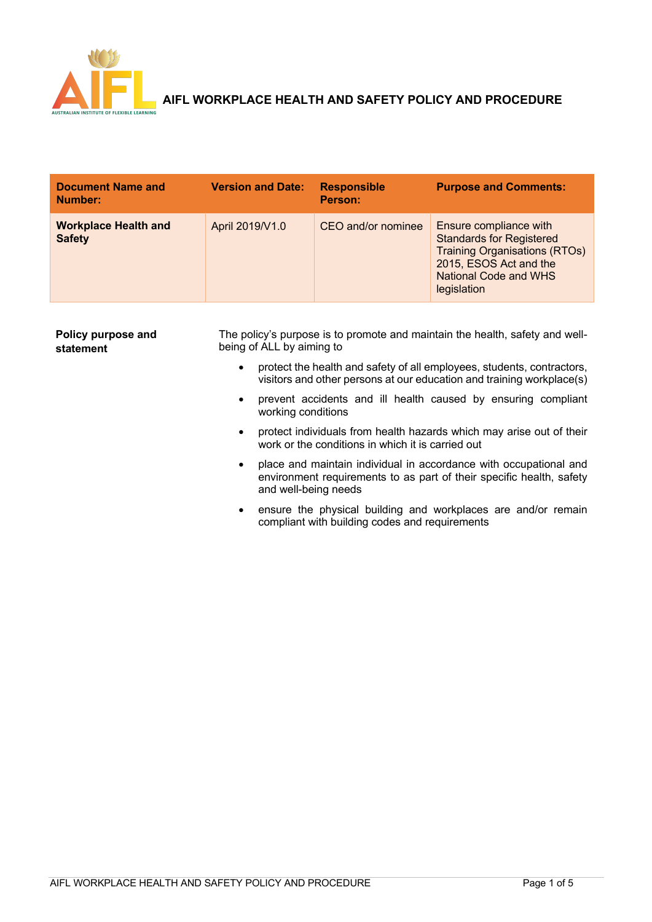# AIFL WORKPLACE HEALTH AND SAFETY POLICY AND PROCEDURE

| Document Name and Number: | Version and Date: | Responsible Person: | Purpose and Comments: |
|---|---|---|---|
| **Workplace Health and Safety** | April 2019/V1.0 | CEO and/or nominee | Ensure compliance with Standards for Registered Training Organisations (RTOs) 2015, ESOS Act and the National Code and WHS legislation |

**Policy purpose and statement**

The policy's purpose is to promote and maintain the health, safety and well-being of ALL by aiming to

- protect the health and safety of all employees, students, contractors, visitors and other persons at our education and training workplace(s)
- prevent accidents and ill health caused by ensuring compliant working conditions
- protect individuals from health hazards which may arise out of their work or the conditions in which it is carried out
- place and maintain individual in accordance with occupational and environment requirements to as part of their specific health, safety and well-being needs
- ensure the physical building and workplaces are and/or remain compliant with building codes and requirements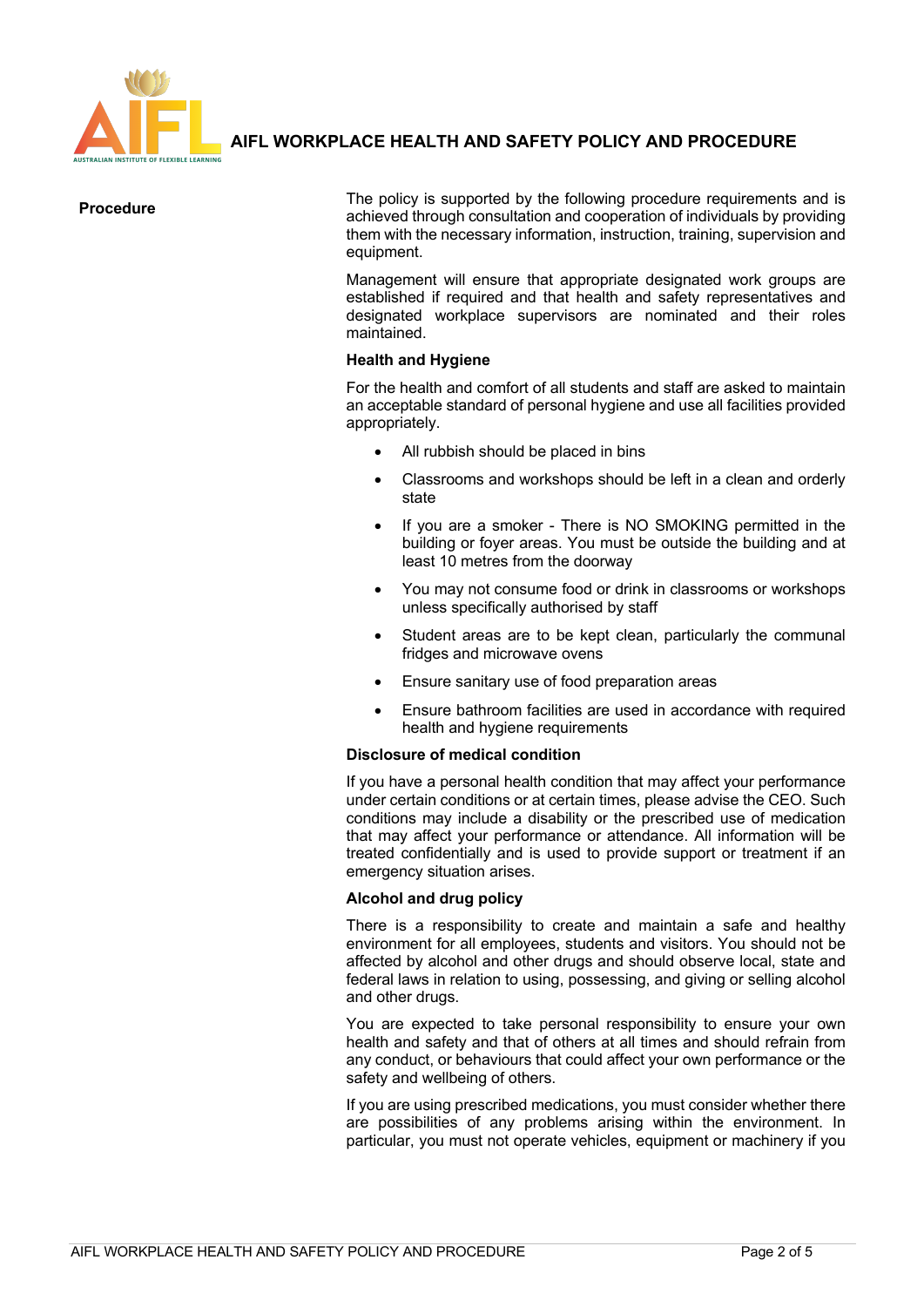**Procedure**

The policy is supported by the following procedure requirements and is achieved through consultation and cooperation of individuals by providing them with the necessary information, instruction, training, supervision and equipment.

Management will ensure that appropriate designated work groups are established if required and that health and safety representatives and designated workplace supervisors are nominated and their roles maintained.

**Health and Hygiene**

For the health and comfort of all students and staff are asked to maintain an acceptable standard of personal hygiene and use all facilities provided appropriately.

- All rubbish should be placed in bins
- Classrooms and workshops should be left in a clean and orderly state
- If you are a smoker - There is NO SMOKING permitted in the building or foyer areas. You must be outside the building and at least 10 metres from the doorway
- You may not consume food or drink in classrooms or workshops unless specifically authorised by staff
- Student areas are to be kept clean, particularly the communal fridges and microwave ovens
- Ensure sanitary use of food preparation areas
- Ensure bathroom facilities are used in accordance with required health and hygiene requirements

**Disclosure of medical condition**

If you have a personal health condition that may affect your performance under certain conditions or at certain times, please advise the CEO. Such conditions may include a disability or the prescribed use of medication that may affect your performance or attendance. All information will be treated confidentially and is used to provide support or treatment if an emergency situation arises.

**Alcohol and drug policy**

There is a responsibility to create and maintain a safe and healthy environment for all employees, students and visitors. You should not be affected by alcohol and other drugs and should observe local, state and federal laws in relation to using, possessing, and giving or selling alcohol and other drugs.

You are expected to take personal responsibility to ensure your own health and safety and that of others at all times and should refrain from any conduct, or behaviours that could affect your own performance or the safety and wellbeing of others.

If you are using prescribed medications, you must consider whether there are possibilities of any problems arising within the environment. In particular, you must not operate vehicles, equipment or machinery if you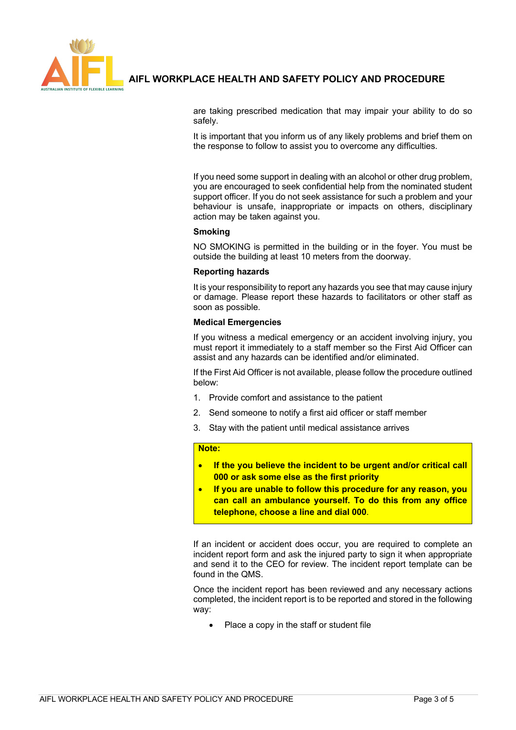are taking prescribed medication that may impair your ability to do so safely.

It is important that you inform us of any likely problems and brief them on the response to follow to assist you to overcome any difficulties.

If you need some support in dealing with an alcohol or other drug problem, you are encouraged to seek confidential help from the nominated student support officer. If you do not seek assistance for such a problem and your behaviour is unsafe, inappropriate or impacts on others, disciplinary action may be taken against you.

**Smoking**

NO SMOKING is permitted in the building or in the foyer. You must be outside the building at least 10 meters from the doorway.

**Reporting hazards**

It is your responsibility to report any hazards you see that may cause injury or damage. Please report these hazards to facilitators or other staff as soon as possible.

**Medical Emergencies**

If you witness a medical emergency or an accident involving injury, you must report it immediately to a staff member so the First Aid Officer can assist and any hazards can be identified and/or eliminated.

If the First Aid Officer is not available, please follow the procedure outlined below:

1. Provide comfort and assistance to the patient
2. Send someone to notify a first aid officer or staff member
3. Stay with the patient until medical assistance arrives

> **Note:**
>
> - **If the you believe the incident to be urgent and/or critical call 000 or ask some else as the first priority**
> - **If you are unable to follow this procedure for any reason, you can call an ambulance yourself. To do this from any office telephone, choose a line and dial 000**.

If an incident or accident does occur, you are required to complete an incident report form and ask the injured party to sign it when appropriate and send it to the CEO for review. The incident report template can be found in the QMS.

Once the incident report has been reviewed and any necessary actions completed, the incident report is to be reported and stored in the following way:

- Place a copy in the staff or student file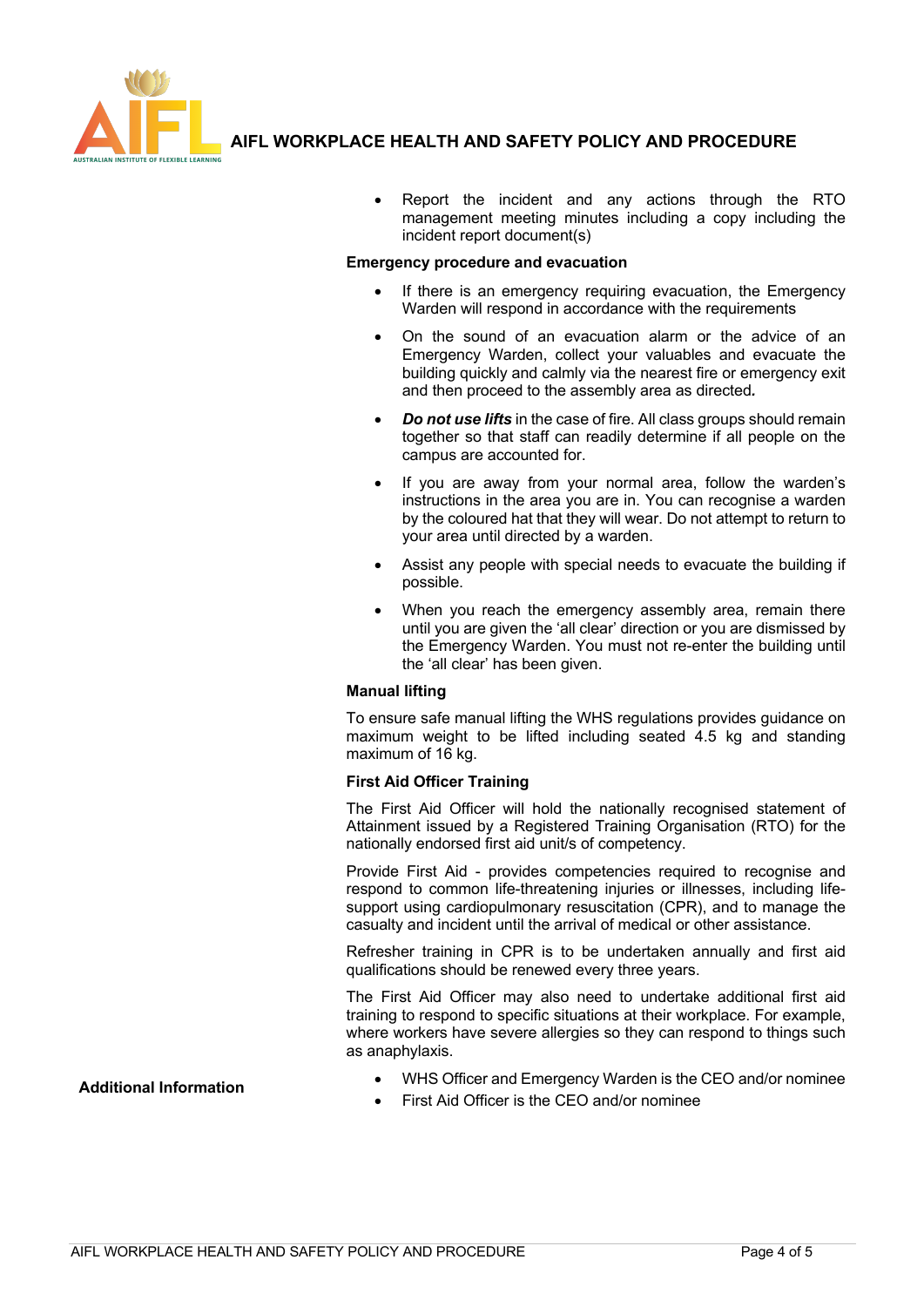- Report the incident and any actions through the RTO management meeting minutes including a copy including the incident report document(s)

**Emergency procedure and evacuation**

- If there is an emergency requiring evacuation, the Emergency Warden will respond in accordance with the requirements
- On the sound of an evacuation alarm or the advice of an Emergency Warden, collect your valuables and evacuate the building quickly and calmly via the nearest fire or emergency exit and then proceed to the assembly area as directed**.**
- ***Do not use lifts*** in the case of fire. All class groups should remain together so that staff can readily determine if all people on the campus are accounted for.
- If you are away from your normal area, follow the warden's instructions in the area you are in. You can recognise a warden by the coloured hat that they will wear. Do not attempt to return to your area until directed by a warden.
- Assist any people with special needs to evacuate the building if possible.
- When you reach the emergency assembly area, remain there until you are given the 'all clear' direction or you are dismissed by the Emergency Warden. You must not re-enter the building until the 'all clear' has been given.

**Manual lifting**

To ensure safe manual lifting the WHS regulations provides guidance on maximum weight to be lifted including seated 4.5 kg and standing maximum of 16 kg.

**First Aid Officer Training**

The First Aid Officer will hold the nationally recognised statement of Attainment issued by a Registered Training Organisation (RTO) for the nationally endorsed first aid unit/s of competency.

Provide First Aid - provides competencies required to recognise and respond to common life-threatening injuries or illnesses, including life-support using cardiopulmonary resuscitation (CPR), and to manage the casualty and incident until the arrival of medical or other assistance.

Refresher training in CPR is to be undertaken annually and first aid qualifications should be renewed every three years.

The First Aid Officer may also need to undertake additional first aid training to respond to specific situations at their workplace. For example, where workers have severe allergies so they can respond to things such as anaphylaxis.

**Additional Information**

- WHS Officer and Emergency Warden is the CEO and/or nominee
- First Aid Officer is the CEO and/or nominee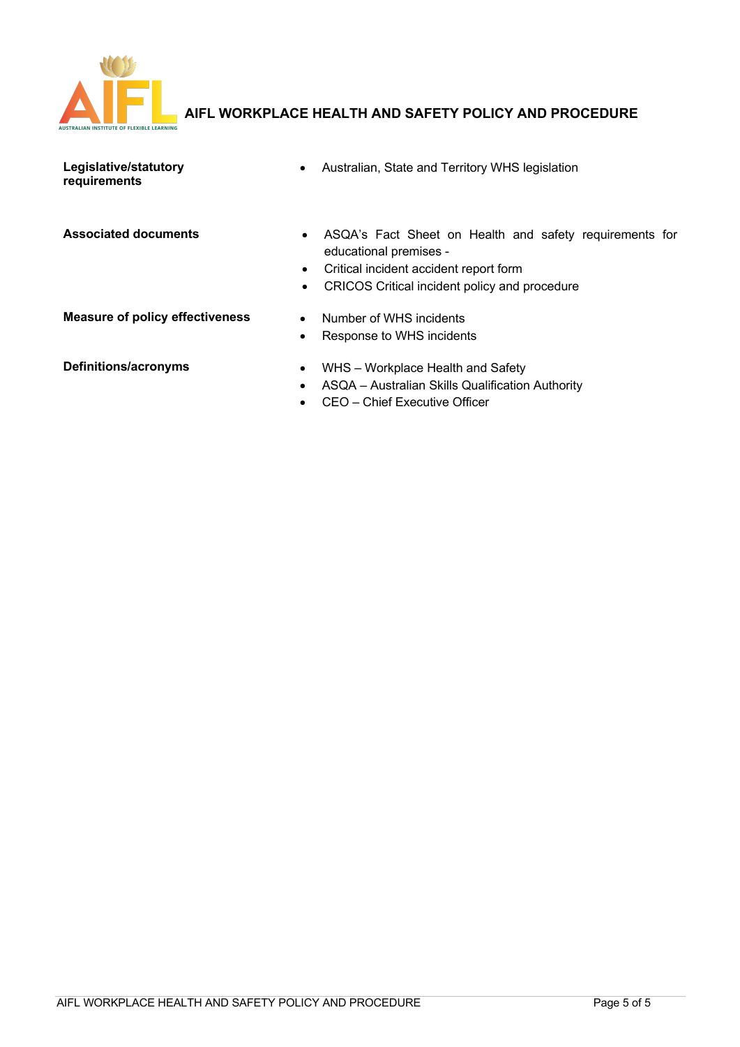| | |
|---|---|
| **Legislative/statutory requirements** | • Australian, State and Territory WHS legislation |
| **Associated documents** | • ASQA's Fact Sheet on Health and safety requirements for educational premises - <br>• Critical incident accident report form <br>• CRICOS Critical incident policy and procedure |
| **Measure of policy effectiveness** | • Number of WHS incidents <br>• Response to WHS incidents |
| **Definitions/acronyms** | • WHS – Workplace Health and Safety <br>• ASQA – Australian Skills Qualification Authority <br>• CEO – Chief Executive Officer |